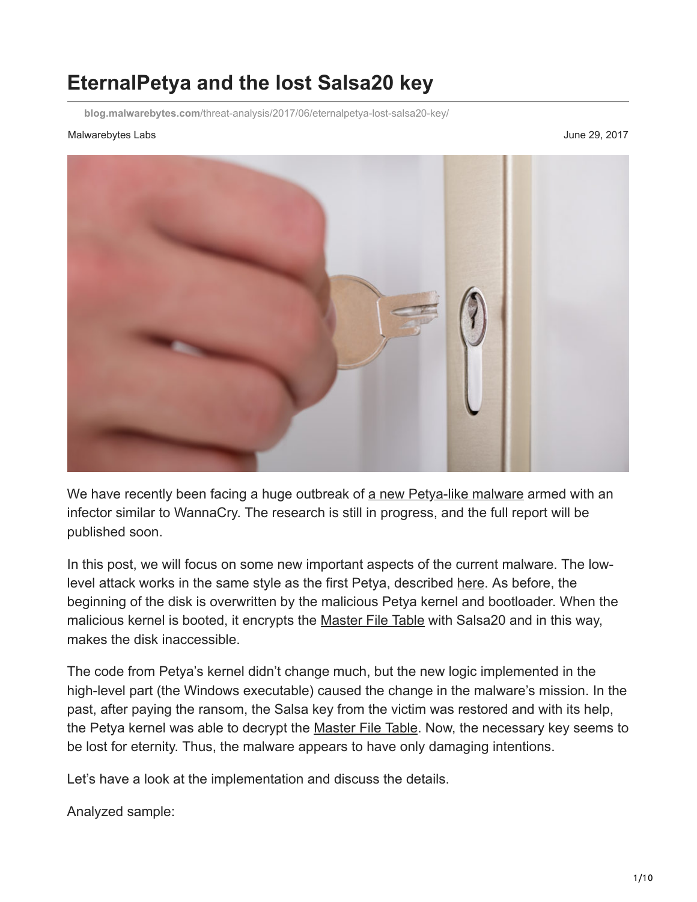# EternalPetya and the lost Salsa20 key

blog.malwarebytes.com/threat-analysis/2017/06/eternalpetya-lost-salsa20-key/

Malwarebytes Labs

June 29, 2017

We have recently been facing a huge outbreak of a new Petya-like malware armed with an infector similar to WannaCry. The research is still in progress, and the full report will be published soon.

In this post, we will focus on some new important aspects of the current malware. The low-level attack works in the same style as the first Petya, described here. As before, the beginning of the disk is overwritten by the malicious Petya kernel and bootloader. When the malicious kernel is booted, it encrypts the Master File Table with Salsa20 and in this way, makes the disk inaccessible.

The code from Petya's kernel didn't change much, but the new logic implemented in the high-level part (the Windows executable) caused the change in the malware's mission. In the past, after paying the ransom, the Salsa key from the victim was restored and with its help, the Petya kernel was able to decrypt the Master File Table. Now, the necessary key seems to be lost for eternity. Thus, the malware appears to have only damaging intentions.

Let's have a look at the implementation and discuss the details.

Analyzed sample: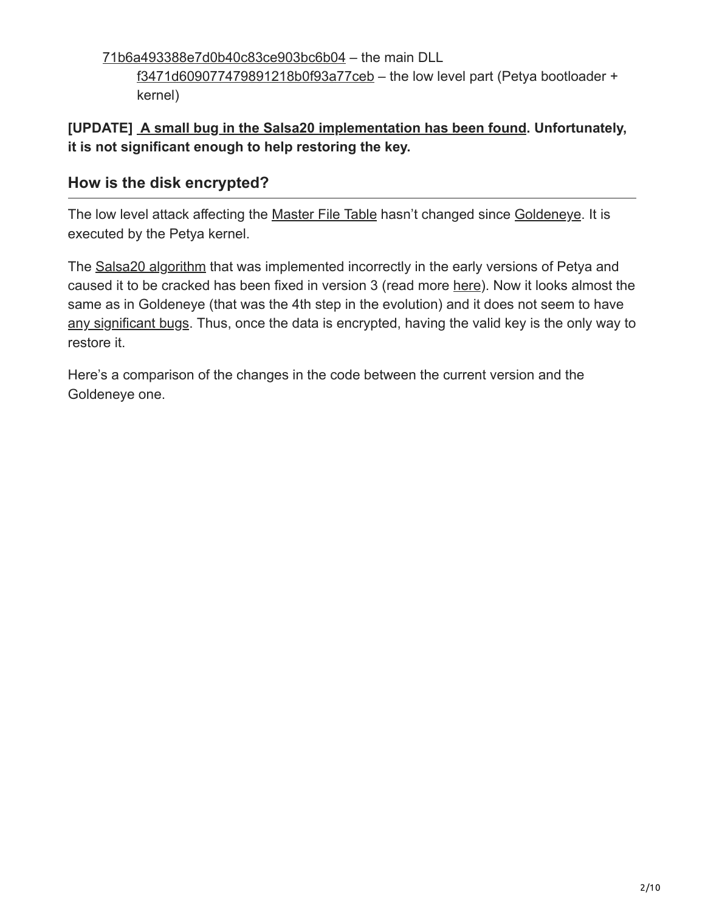- 71b6a493388e7d0b40c83ce903bc6b04 – the main DLL
  - f3471d609077479891218b0f93a77ceb – the low level part (Petya bootloader + kernel)

**[UPDATE] A small bug in the Salsa20 implementation has been found. Unfortunately, it is not significant enough to help restoring the key.**

## How is the disk encrypted?

The low level attack affecting the Master File Table hasn't changed since Goldeneye. It is executed by the Petya kernel.

The Salsa20 algorithm that was implemented incorrectly in the early versions of Petya and caused it to be cracked has been fixed in version 3 (read more here). Now it looks almost the same as in Goldeneye (that was the 4th step in the evolution) and it does not seem to have any significant bugs. Thus, once the data is encrypted, having the valid key is the only way to restore it.

Here's a comparison of the changes in the code between the current version and the Goldeneye one.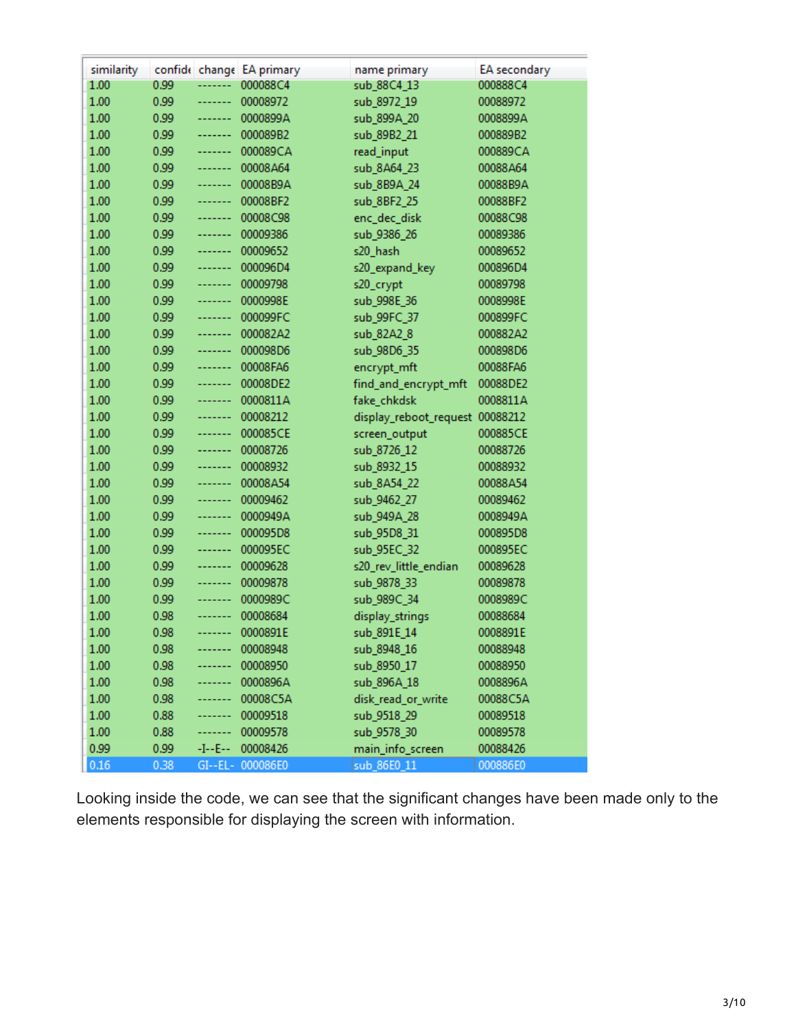| similarity | confide | change | EA primary | name primary | EA secondary |
|---|---|---|---|---|---|
| 1.00 | 0.99 | ------- | 000088C4 | sub_88C4_13 | 000088C4 |
| 1.00 | 0.99 | ------- | 00008972 | sub_8972_19 | 00088972 |
| 1.00 | 0.99 | ------- | 0000899A | sub_899A_20 | 0008899A |
| 1.00 | 0.99 | ------- | 000089B2 | sub_89B2_21 | 000889B2 |
| 1.00 | 0.99 | ------- | 000089CA | read_input | 000889CA |
| 1.00 | 0.99 | ------- | 00008A64 | sub_8A64_23 | 00088A64 |
| 1.00 | 0.99 | ------- | 00008B9A | sub_8B9A_24 | 00088B9A |
| 1.00 | 0.99 | ------- | 00008BF2 | sub_8BF2_25 | 00088BF2 |
| 1.00 | 0.99 | ------- | 00008C98 | enc_dec_disk | 00088C98 |
| 1.00 | 0.99 | ------- | 00009386 | sub_9386_26 | 00089386 |
| 1.00 | 0.99 | ------- | 00009652 | s20_hash | 00089652 |
| 1.00 | 0.99 | ------- | 000096D4 | s20_expand_key | 000896D4 |
| 1.00 | 0.99 | ------- | 00009798 | s20_crypt | 00089798 |
| 1.00 | 0.99 | ------- | 0000998E | sub_998E_36 | 0008998E |
| 1.00 | 0.99 | ------- | 000099FC | sub_99FC_37 | 000899FC |
| 1.00 | 0.99 | ------- | 000082A2 | sub_82A2_8 | 000882A2 |
| 1.00 | 0.99 | ------- | 000098D6 | sub_98D6_35 | 000898D6 |
| 1.00 | 0.99 | ------- | 00008FA6 | encrypt_mft | 00088FA6 |
| 1.00 | 0.99 | ------- | 00008DE2 | find_and_encrypt_mft | 00088DE2 |
| 1.00 | 0.99 | ------- | 0000811A | fake_chkdsk | 0008811A |
| 1.00 | 0.99 | ------- | 00008212 | display_reboot_request | 00088212 |
| 1.00 | 0.99 | ------- | 000085CE | screen_output | 000885CE |
| 1.00 | 0.99 | ------- | 00008726 | sub_8726_12 | 00088726 |
| 1.00 | 0.99 | ------- | 00008932 | sub_8932_15 | 00088932 |
| 1.00 | 0.99 | ------- | 00008A54 | sub_8A54_22 | 00088A54 |
| 1.00 | 0.99 | ------- | 00009462 | sub_9462_27 | 00089462 |
| 1.00 | 0.99 | ------- | 0000949A | sub_949A_28 | 0008949A |
| 1.00 | 0.99 | ------- | 000095D8 | sub_95D8_31 | 000895D8 |
| 1.00 | 0.99 | ------- | 000095EC | sub_95EC_32 | 000895EC |
| 1.00 | 0.99 | ------- | 00009628 | s20_rev_little_endian | 00089628 |
| 1.00 | 0.99 | ------- | 00009878 | sub_9878_33 | 00089878 |
| 1.00 | 0.99 | ------- | 0000989C | sub_989C_34 | 0008989C |
| 1.00 | 0.98 | ------- | 00008684 | display_strings | 00088684 |
| 1.00 | 0.98 | ------- | 0000891E | sub_891E_14 | 0008891E |
| 1.00 | 0.98 | ------- | 00008948 | sub_8948_16 | 00088948 |
| 1.00 | 0.98 | ------- | 00008950 | sub_8950_17 | 00088950 |
| 1.00 | 0.98 | ------- | 0000896A | sub_896A_18 | 0008896A |
| 1.00 | 0.98 | ------- | 00008C5A | disk_read_or_write | 00088C5A |
| 1.00 | 0.88 | ------- | 00009518 | sub_9518_29 | 00089518 |
| 1.00 | 0.88 | ------- | 00009578 | sub_9578_30 | 00089578 |
| 0.99 | 0.99 | -I--E-- | 00008426 | main_info_screen | 00088426 |
| 0.16 | 0.38 | GI--EL- | 000086E0 | sub_86E0_11 | 000886E0 |

Looking inside the code, we can see that the significant changes have been made only to the elements responsible for displaying the screen with information.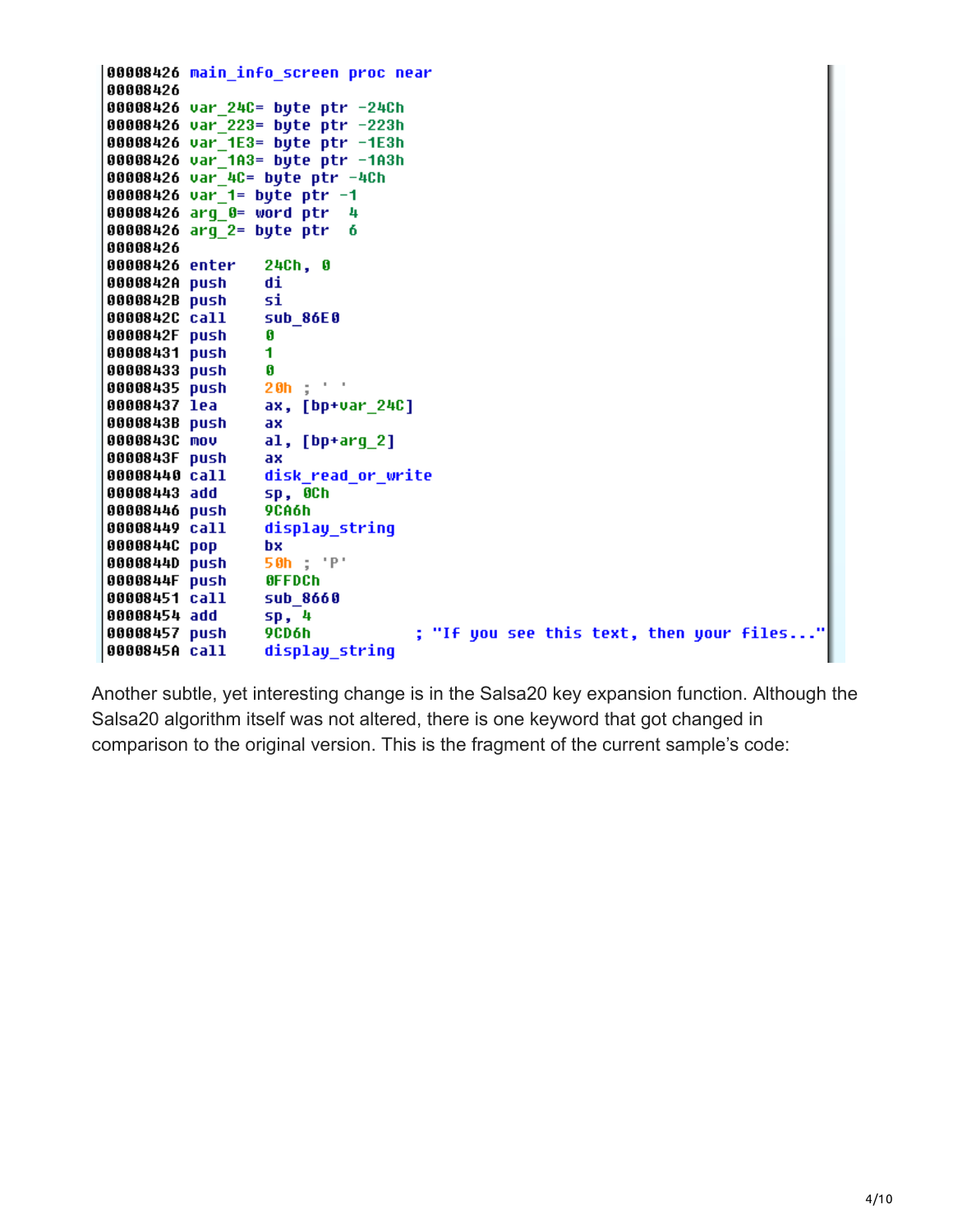```
00008426 main_info_screen proc near
00008426
00008426 var_24C= byte ptr -24Ch
00008426 var_223= byte ptr -223h
00008426 var_1E3= byte ptr -1E3h
00008426 var_1A3= byte ptr -1A3h
00008426 var_4C= byte ptr -4Ch
00008426 var_1= byte ptr -1
00008426 arg_0= word ptr  4
00008426 arg_2= byte ptr  6
00008426
00008426 enter   24Ch, 0
0000842A push    di
0000842B push    si
0000842C call    sub_86E0
0000842F push    0
00008431 push    1
00008433 push    0
00008435 push    20h ; ' '
00008437 lea     ax, [bp+var_24C]
0000843B push    ax
0000843C mov     al, [bp+arg_2]
0000843F push    ax
00008440 call    disk_read_or_write
00008443 add     sp, 0Ch
00008446 push    9CA6h
00008449 call    display_string
0000844C pop     bx
0000844D push    50h ; 'P'
0000844F push    0FFDCh
00008451 call    sub_8660
00008454 add     sp, 4
00008457 push    9CD6h          ; "If you see this text, then your files..."
0000845A call    display_string
```

Another subtle, yet interesting change is in the Salsa20 key expansion function. Although the Salsa20 algorithm itself was not altered, there is one keyword that got changed in comparison to the original version. This is the fragment of the current sample's code: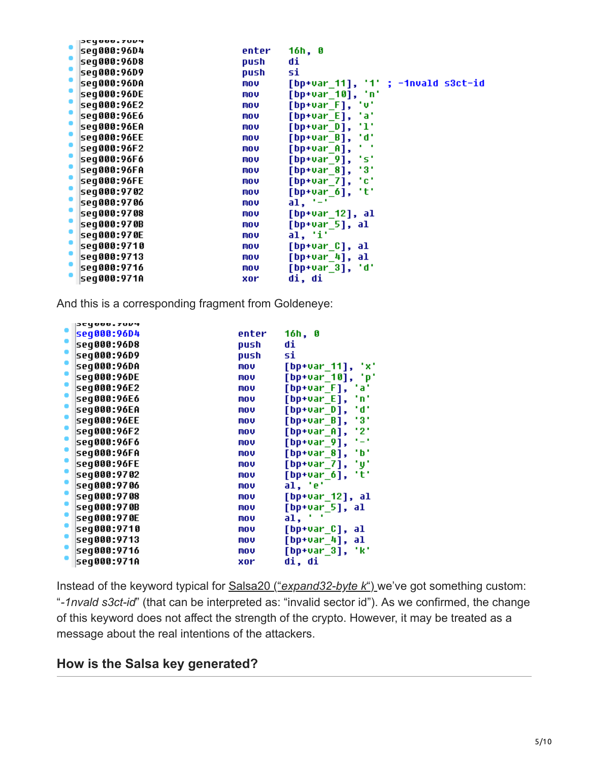```
seg000:96D4                 enter   16h, 0
seg000:96D8                 push    di
seg000:96D9                 push    si
seg000:96DA                 mov     [bp+var_11], '1' ; -1nvald s3ct-id
seg000:96DE                 mov     [bp+var_10], 'n'
seg000:96E2                 mov     [bp+var_F], 'v'
seg000:96E6                 mov     [bp+var_E], 'a'
seg000:96EA                 mov     [bp+var_D], 'l'
seg000:96EE                 mov     [bp+var_B], 'd'
seg000:96F2                 mov     [bp+var_A], ' '
seg000:96F6                 mov     [bp+var_9], 's'
seg000:96FA                 mov     [bp+var_8], '3'
seg000:96FE                 mov     [bp+var_7], 'c'
seg000:9702                 mov     [bp+var_6], 't'
seg000:9706                 mov     al, '-'
seg000:9708                 mov     [bp+var_12], al
seg000:970B                 mov     [bp+var_5], al
seg000:970E                 mov     al, 'i'
seg000:9710                 mov     [bp+var_C], al
seg000:9713                 mov     [bp+var_4], al
seg000:9716                 mov     [bp+var_3], 'd'
seg000:971A                 xor     di, di
```

And this is a corresponding fragment from Goldeneye:

```
seg000:96D4                 enter   16h, 0
seg000:96D8                 push    di
seg000:96D9                 push    si
seg000:96DA                 mov     [bp+var_11], 'x'
seg000:96DE                 mov     [bp+var_10], 'p'
seg000:96E2                 mov     [bp+var_F], 'a'
seg000:96E6                 mov     [bp+var_E], 'n'
seg000:96EA                 mov     [bp+var_D], 'd'
seg000:96EE                 mov     [bp+var_B], '3'
seg000:96F2                 mov     [bp+var_A], '2'
seg000:96F6                 mov     [bp+var_9], '-'
seg000:96FA                 mov     [bp+var_8], 'b'
seg000:96FE                 mov     [bp+var_7], 'y'
seg000:9702                 mov     [bp+var_6], 't'
seg000:9706                 mov     al, 'e'
seg000:9708                 mov     [bp+var_12], al
seg000:970B                 mov     [bp+var_5], al
seg000:970E                 mov     al, ' '
seg000:9710                 mov     [bp+var_C], al
seg000:9713                 mov     [bp+var_4], al
seg000:9716                 mov     [bp+var_3], 'k'
seg000:971A                 xor     di, di
```

Instead of the keyword typical for Salsa20 ("*expand32-byte k*") we've got something custom: "*-1nvald s3ct-id*" (that can be interpreted as: "invalid sector id"). As we confirmed, the change of this keyword does not affect the strength of the crypto. However, it may be treated as a message about the real intentions of the attackers.

## How is the Salsa key generated?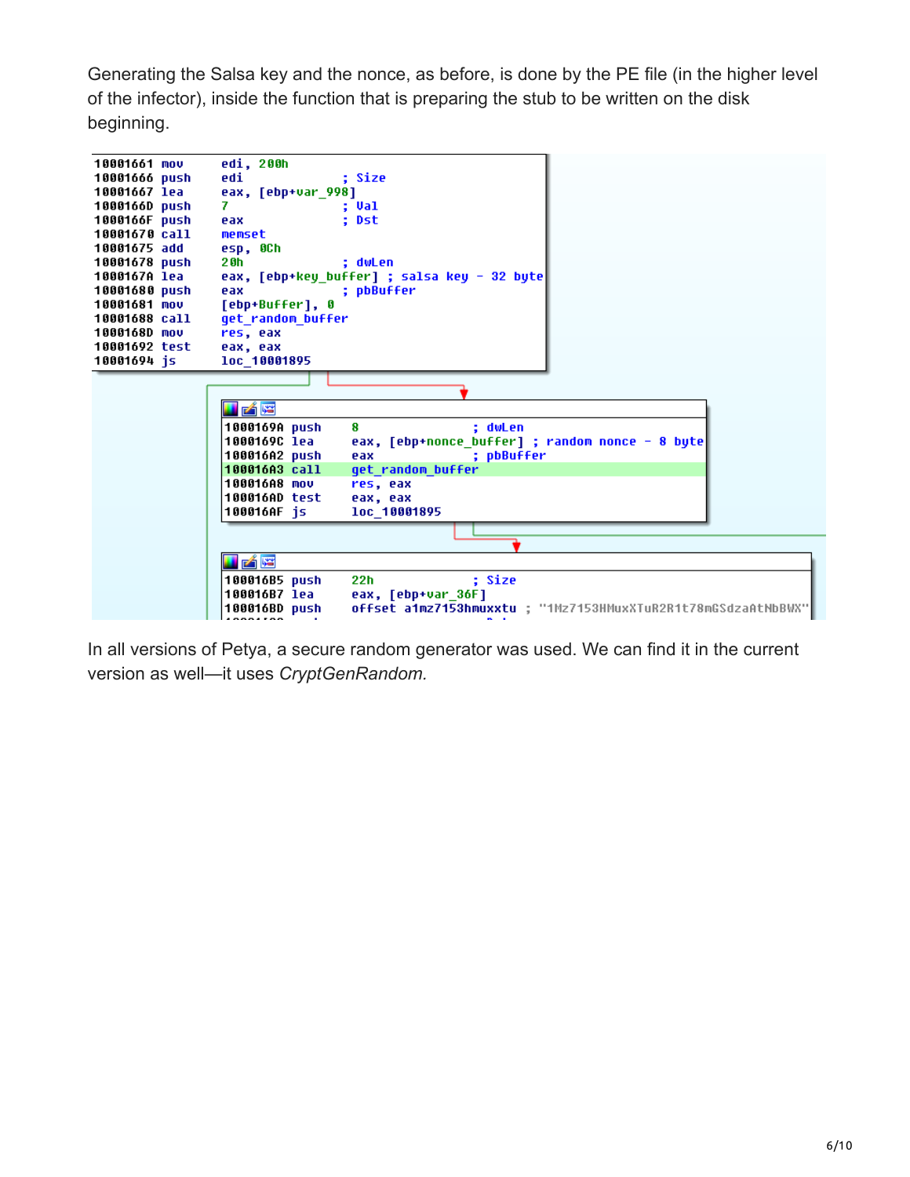Generating the Salsa key and the nonce, as before, is done by the PE file (in the higher level of the infector), inside the function that is preparing the stub to be written on the disk beginning.

```
10001661 mov     edi, 200h
10001666 push    edi             ; Size
10001667 lea     eax, [ebp+var_998]
1000166D push    7               ; Val
1000166F push    eax             ; Dst
10001670 call    memset
10001675 add     esp, 0Ch
10001678 push    20h             ; dwLen
1000167A lea     eax, [ebp+key_buffer] ; salsa key - 32 byte
10001680 push    eax             ; pbBuffer
10001681 mov     [ebp+Buffer], 0
10001688 call    get_random_buffer
1000168D mov     res, eax
10001692 test    eax, eax
10001694 js      loc_10001895
```

```
1000169A push    8               ; dwLen
1000169C lea     eax, [ebp+nonce_buffer] ; random nonce - 8 byte
100016A2 push    eax             ; pbBuffer
100016A3 call    get_random_buffer
100016A8 mov     res, eax
100016AD test    eax, eax
100016AF js      loc_10001895
```

```
100016B5 push    22h             ; Size
100016B7 lea     eax, [ebp+var_36F]
100016BD push    offset a1mz7153hmuxxtu ; "1Mz7153HMuxXTuR2R1t78mGSdzaAtNbBWX"
```

In all versions of Petya, a secure random generator was used. We can find it in the current version as well—it uses *CryptGenRandom.*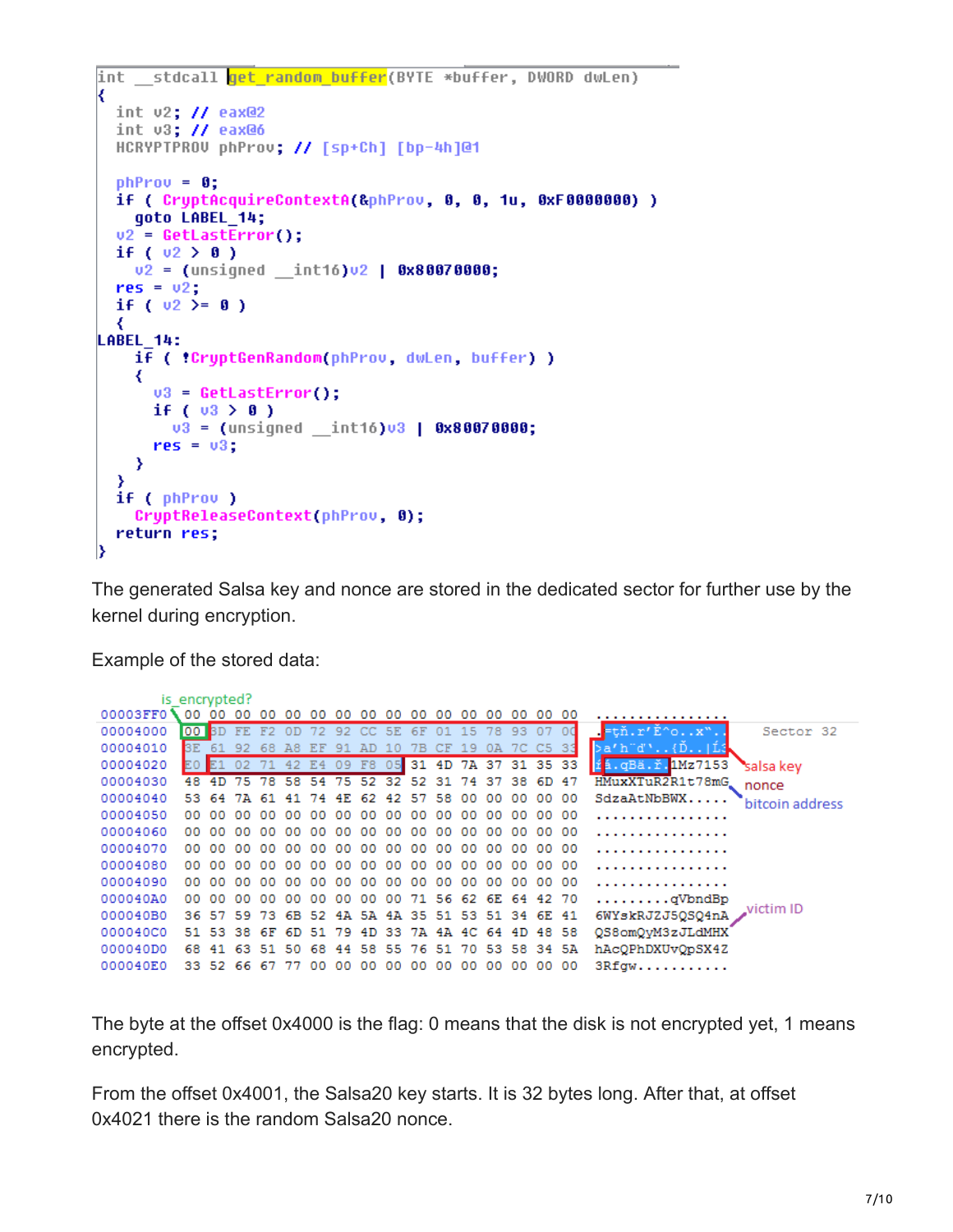```
int __stdcall get_random_buffer(BYTE *buffer, DWORD dwLen)
{
  int v2; // eax@2
  int v3; // eax@6
  HCRYPTPROV phProv; // [sp+Ch] [bp-4h]@1

  phProv = 0;
  if ( CryptAcquireContextA(&phProv, 0, 0, 1u, 0xF0000000) )
    goto LABEL_14;
  v2 = GetLastError();
  if ( v2 > 0 )
    v2 = (unsigned __int16)v2 | 0x80070000;
  res = v2;
  if ( v2 >= 0 )
  {
LABEL_14:
    if ( !CryptGenRandom(phProv, dwLen, buffer) )
    {
      v3 = GetLastError();
      if ( v3 > 0 )
        v3 = (unsigned __int16)v3 | 0x80070000;
      res = v3;
    }
  }
  if ( phProv )
    CryptReleaseContext(phProv, 0);
  return res;
}
```

The generated Salsa key and nonce are stored in the dedicated sector for further use by the kernel during encryption.

Example of the stored data:

```
          is_encrypted?
00003FF0  00 00 00 00 00 00 00 00 00 00 00 00 00 00 00 00  ................
00004000  00 3D FE F2 0D 72 92 CC 5E 6F 01 15 78 93 07 00  .=ţň.r'Ě^o..x"..   Sector 32
00004010  3E 61 92 68 A8 EF 91 AD 10 7B CF 19 0A 7C C5 33  >a'h¨ď'..{Ď..|Ĺ3    salsa key
00004020  E0 E1 02 71 42 E4 09 F8 05 31 4D 7A 37 31 35 33  ŕá.qBä.ř.1Mz7153   nonce
00004030  48 4D 75 78 58 54 75 52 32 52 31 74 37 38 6D 47  HMuxXTuR2R1t78mG   bitcoin address
00004040  53 64 7A 61 41 74 4E 62 42 57 58 00 00 00 00 00  SdzaAtNbBWX.....
00004050  00 00 00 00 00 00 00 00 00 00 00 00 00 00 00 00  ................
00004060  00 00 00 00 00 00 00 00 00 00 00 00 00 00 00 00  ................
00004070  00 00 00 00 00 00 00 00 00 00 00 00 00 00 00 00  ................
00004080  00 00 00 00 00 00 00 00 00 00 00 00 00 00 00 00  ................
00004090  00 00 00 00 00 00 00 00 00 00 00 00 00 00 00 00  ................
000040A0  00 00 00 00 00 00 00 00 00 00 71 56 62 6E 64 42 70  .........qVbndBp
000040B0  36 57 59 73 6B 52 4A 5A 4A 35 51 53 51 34 6E 41  6WYskRJZJ5QSQ4nA   victim ID
000040C0  51 53 38 6F 6D 51 79 4D 33 7A 4A 4C 64 4D 48 58  QS8omQyM3zJLdMHX
000040D0  68 41 63 51 50 68 44 58 55 76 51 70 53 58 34 5A  hAcQPhDXUvQpSX4Z
000040E0  33 52 66 67 77 00 00 00 00 00 00 00 00 00 00 00  3Rfgw...........
```

The byte at the offset 0x4000 is the flag: 0 means that the disk is not encrypted yet, 1 means encrypted.

From the offset 0x4001, the Salsa20 key starts. It is 32 bytes long. After that, at offset 0x4021 there is the random Salsa20 nonce.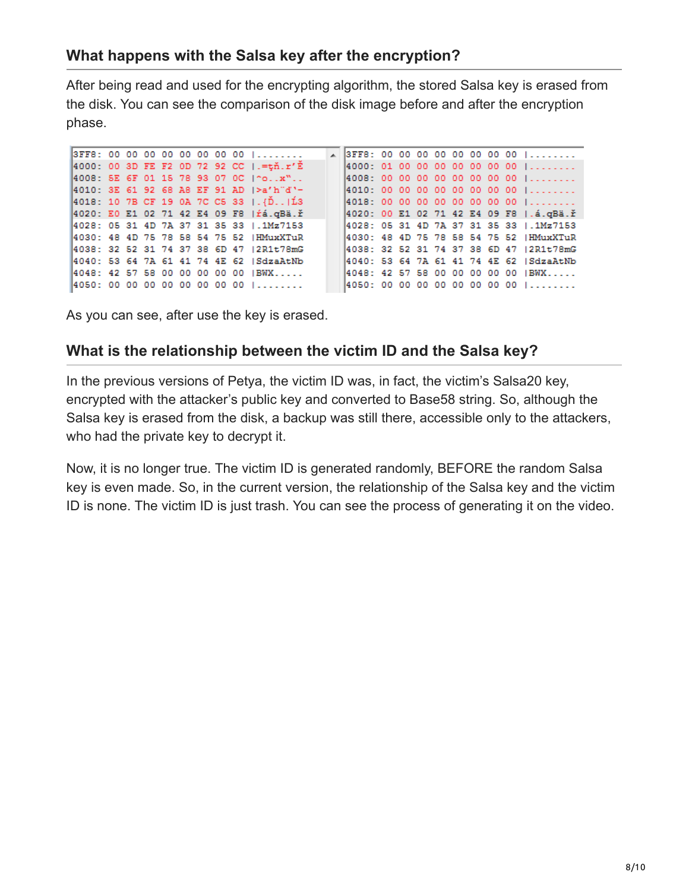### What happens with the Salsa key after the encryption?

After being read and used for the encrypting algorithm, the stored Salsa key is erased from the disk. You can see the comparison of the disk image before and after the encryption phase.

```
3FF8: 00 00 00 00 00 00 00 00 |........        3FF8: 00 00 00 00 00 00 00 00 |........
4000: 00 3D FE F2 0D 72 92 CC |.=ţň.r'Ě        4000: 01 00 00 00 00 00 00 00 |........
4008: 5E 6F 01 15 78 93 07 0C |^o..x"..        4008: 00 00 00 00 00 00 00 00 |........
4010: 3E 61 92 68 A8 EF 91 AD |>a'h¨ď'-        4010: 00 00 00 00 00 00 00 00 |........
4018: 10 7B CF 19 0A 7C C5 33 |.{Ď..|Ĺ3        4018: 00 00 00 00 00 00 00 00 |........
4020: E0 E1 02 71 42 E4 09 F8 |ŕá.qBä.ř        4020: 00 E1 02 71 42 E4 09 F8 |.á.qBä.ř
4028: 05 31 4D 7A 37 31 35 33 |.1Mz7153        4028: 05 31 4D 7A 37 31 35 33 |.1Mz7153
4030: 48 4D 75 78 58 54 75 52 |HMuxXTuR        4030: 48 4D 75 78 58 54 75 52 |HMuxXTuR
4038: 32 52 31 74 37 38 6D 47 |2R1t78mG        4038: 32 52 31 74 37 38 6D 47 |2R1t78mG
4040: 53 64 7A 61 41 74 4E 62 |SdzaAtNb        4040: 53 64 7A 61 41 74 4E 62 |SdzaAtNb
4048: 42 57 58 00 00 00 00 00 |BWX.....        4048: 42 57 58 00 00 00 00 00 |BWX.....
4050: 00 00 00 00 00 00 00 00 |........        4050: 00 00 00 00 00 00 00 00 |........
```

As you can see, after use the key is erased.

### What is the relationship between the victim ID and the Salsa key?

In the previous versions of Petya, the victim ID was, in fact, the victim's Salsa20 key, encrypted with the attacker's public key and converted to Base58 string. So, although the Salsa key is erased from the disk, a backup was still there, accessible only to the attackers, who had the private key to decrypt it.

Now, it is no longer true. The victim ID is generated randomly, BEFORE the random Salsa key is even made. So, in the current version, the relationship of the Salsa key and the victim ID is none. The victim ID is just trash. You can see the process of generating it on the video.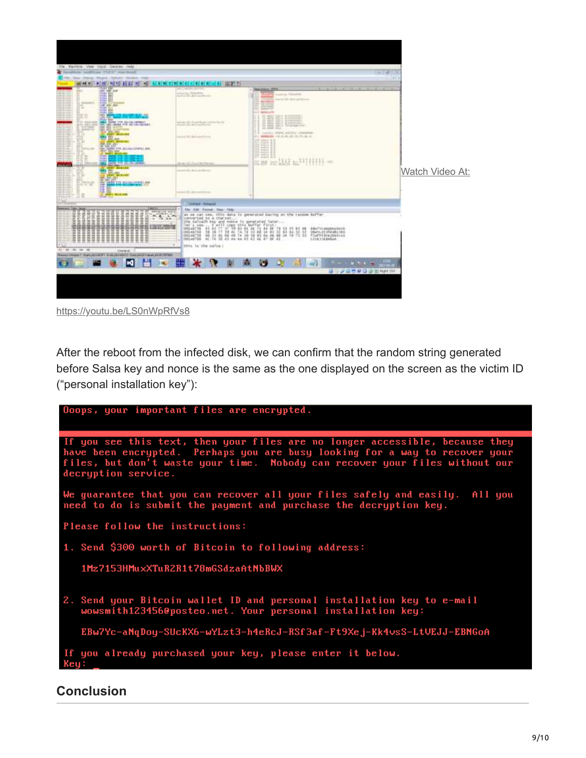Watch Video At:

https://youtu.be/LS0nWpRfVs8

After the reboot from the infected disk, we can confirm that the random string generated before Salsa key and nonce is the same as the one displayed on the screen as the victim ID ("personal installation key"):

```
Ooops, your important files are encrypted.

If you see this text, then your files are no longer accessible, because they
have been encrypted.  Perhaps you are busy looking for a way to recover your
files, but don't waste your time.  Nobody can recover your files without our
decryption service.

We guarantee that you can recover all your files safely and easily.  All you
need to do is submit the payment and purchase the decryption key.

Please follow the instructions:

1. Send $300 worth of Bitcoin to following address:

   1Mz7153HMuxXTuR2R1t78mGSdzaAtNbBWX

2. Send your Bitcoin wallet ID and personal installation key to e-mail
   wowsmith123456@posteo.net. Your personal installation key:

   EBw7Yc-aNqDoy-SUcKX6-wYLzt3-h4eRcJ-RSf3af-Ft9Xej-Kk4vsS-LtVEJJ-EBNGoA

If you already purchased your key, please enter it below.
Key:
```

## Conclusion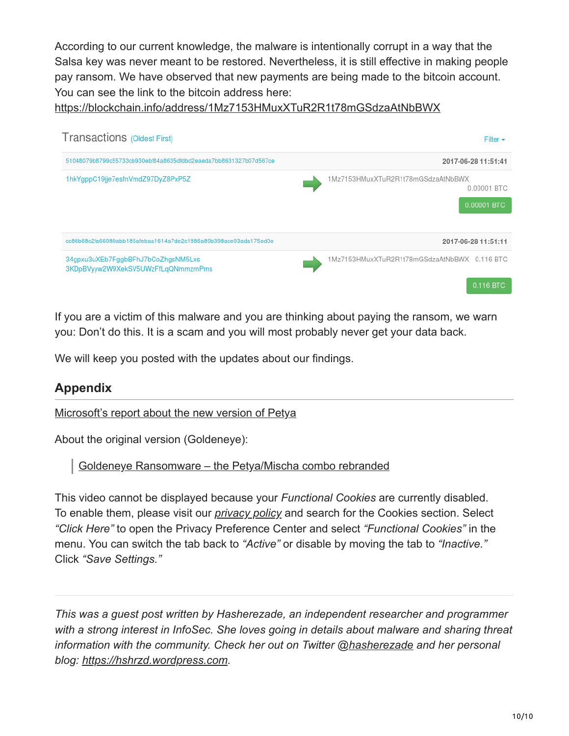According to our current knowledge, the malware is intentionally corrupt in a way that the Salsa key was never meant to be restored. Nevertheless, it is still effective in making people pay ransom. We have observed that new payments are being made to the bitcoin account. You can see the link to the bitcoin address here:
https://blockchain.info/address/1Mz7153HMuxXTuR2R1t78mGSdzaAtNbBWX

Transactions (Oldest First) Filter

51048079b8799c55733cb930eb f84a8635dfdbc2eaeda7bb8631327b07d567ce 2017-06-28 11:51:41

1hkYgppC19jje7esfnVmdZ97DyZ8PxP5Z → 1Mz7153HMuxXTuR2R1t78mGSdzaAtNbBWX 0.00001 BTC

0.00001 BTC

cc86b68c21a66980abb185afebaa1614a7de2c1886a89b398ace93ada175ed0e 2017-06-28 11:51:11

34gpxu3uXEb7FggbBFhJ7bCoZhgsNM5Lxs
3KDpBVyyw2W9XekSV5UWzFfLqQNmmzmPms → 1Mz7153HMuxXTuR2R1t78mGSdzaAtNbBWX 0.116 BTC

0.116 BTC

If you are a victim of this malware and you are thinking about paying the ransom, we warn you: Don't do this. It is a scam and you will most probably never get your data back.

We will keep you posted with the updates about our findings.

## Appendix

Microsoft's report about the new version of Petya

About the original version (Goldeneye):

> Goldeneye Ransomware – the Petya/Mischa combo rebranded

This video cannot be displayed because your *Functional Cookies* are currently disabled. To enable them, please visit our *privacy policy* and search for the Cookies section. Select *"Click Here"* to open the Privacy Preference Center and select *"Functional Cookies"* in the menu. You can switch the tab back to *"Active"* or disable by moving the tab to *"Inactive."* Click *"Save Settings."*

---

*This was a guest post written by Hasherezade, an independent researcher and programmer with a strong interest in InfoSec. She loves going in details about malware and sharing threat information with the community. Check her out on Twitter @hasherezade and her personal blog: https://hshrzd.wordpress.com.*